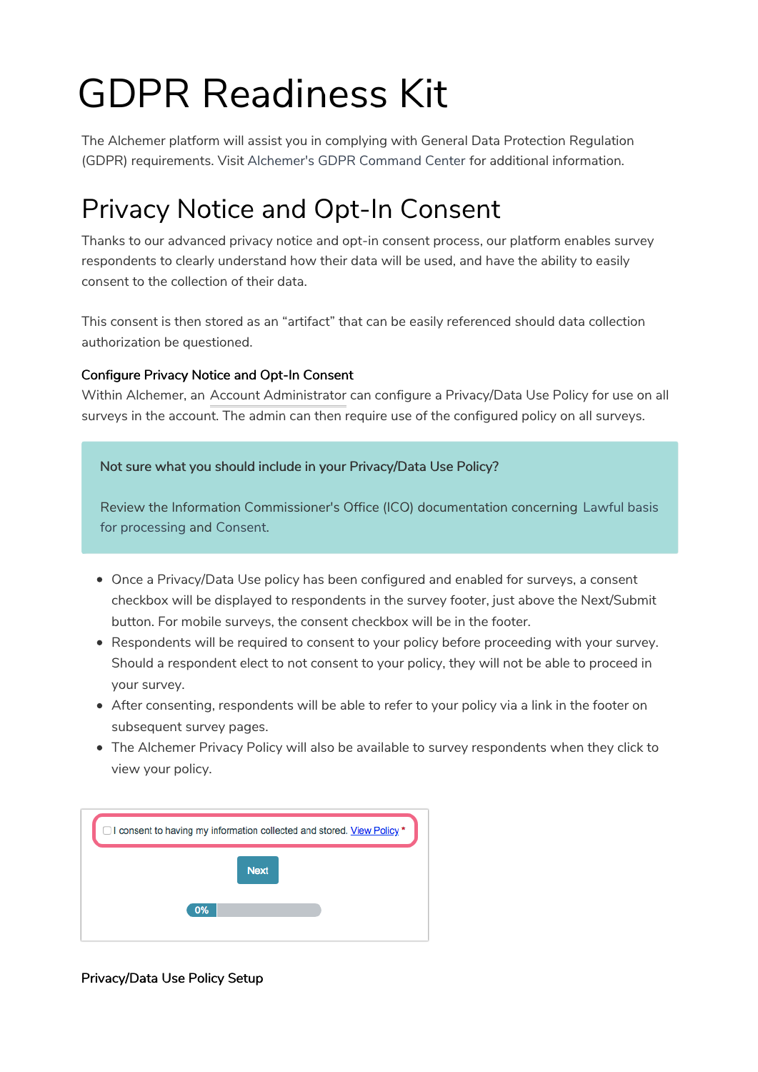# GDPR Readiness Kit

The Alchemer platform will assist you in complying with General Data Protection Regulation (GDPR) requirements. Visit Alchemer's GDPR Command Center for additional information.

## Privacy Notice and Opt-In Consent

Thanks to our advanced privacy notice and opt-in consent process, our platform enables survey respondents to clearly understand how their data will be used, and have the ability to easily consent to the collection of their data.

This consent is then stored as an "artifact" that can be easily referenced should data collection authorization be questioned.

### Configure Privacy Notice and Opt-In Consent

Within Alchemer, an Account Administrator can configure a Privacy/Data Use Policy for use on all surveys in the account. The admin can then require use of the configured policy on all surveys.

> Not sure what you should include in your Privacy/Data Use Policy?
>
> Review the Information Commissioner's Office (ICO) documentation concerning Lawful basis for processing and Consent.

- Once a Privacy/Data Use policy has been configured and enabled for surveys, a consent checkbox will be displayed to respondents in the survey footer, just above the Next/Submit button. For mobile surveys, the consent checkbox will be in the footer.
- Respondents will be required to consent to your policy before proceeding with your survey. Should a respondent elect to not consent to your policy, they will not be able to proceed in your survey.
- After consenting, respondents will be able to refer to your policy via a link in the footer on subsequent survey pages.
- The Alchemer Privacy Policy will also be available to survey respondents when they click to view your policy.

☐ I consent to having my information collected and stored. View Policy *

Next

0%

### Privacy/Data Use Policy Setup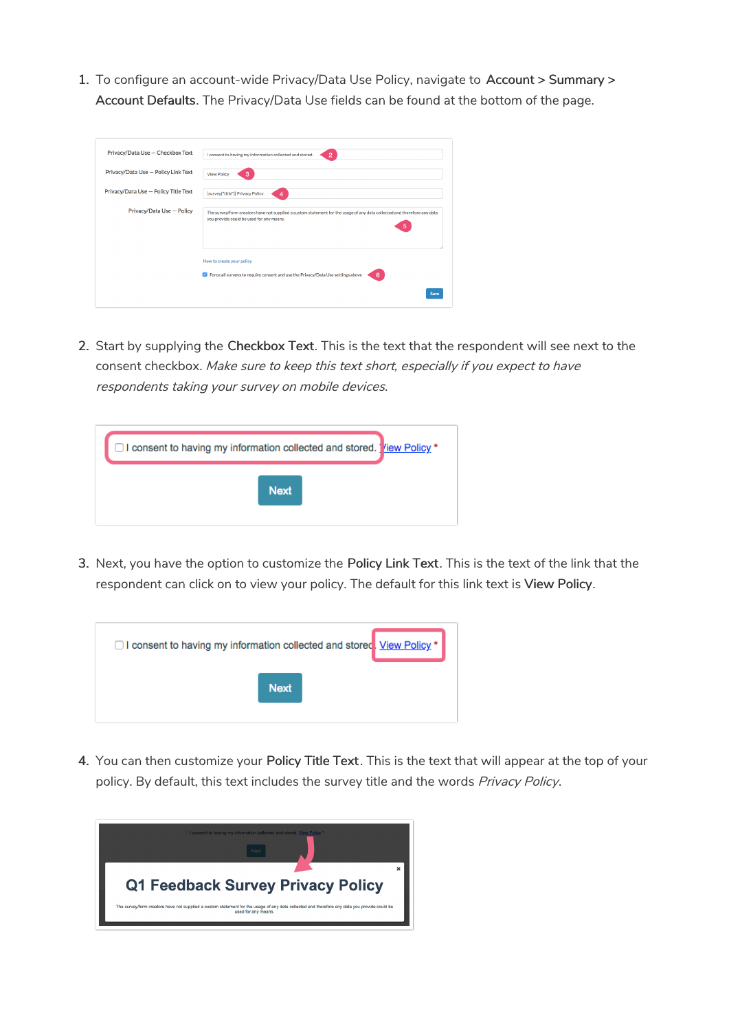1. To configure an account-wide Privacy/Data Use Policy, navigate to **Account** > **Summary** > **Account Defaults**. The Privacy/Data Use fields can be found at the bottom of the page.

2. Start by supplying the **Checkbox Text**. This is the text that the respondent will see next to the consent checkbox. *Make sure to keep this text short, especially if you expect to have respondents taking your survey on mobile devices.*

3. Next, you have the option to customize the **Policy Link Text**. This is the text of the link that the respondent can click on to view your policy. The default for this link text is **View Policy**.

4. You can then customize your **Policy Title Text**. This is the text that will appear at the top of your policy. By default, this text includes the survey title and the words *Privacy Policy*.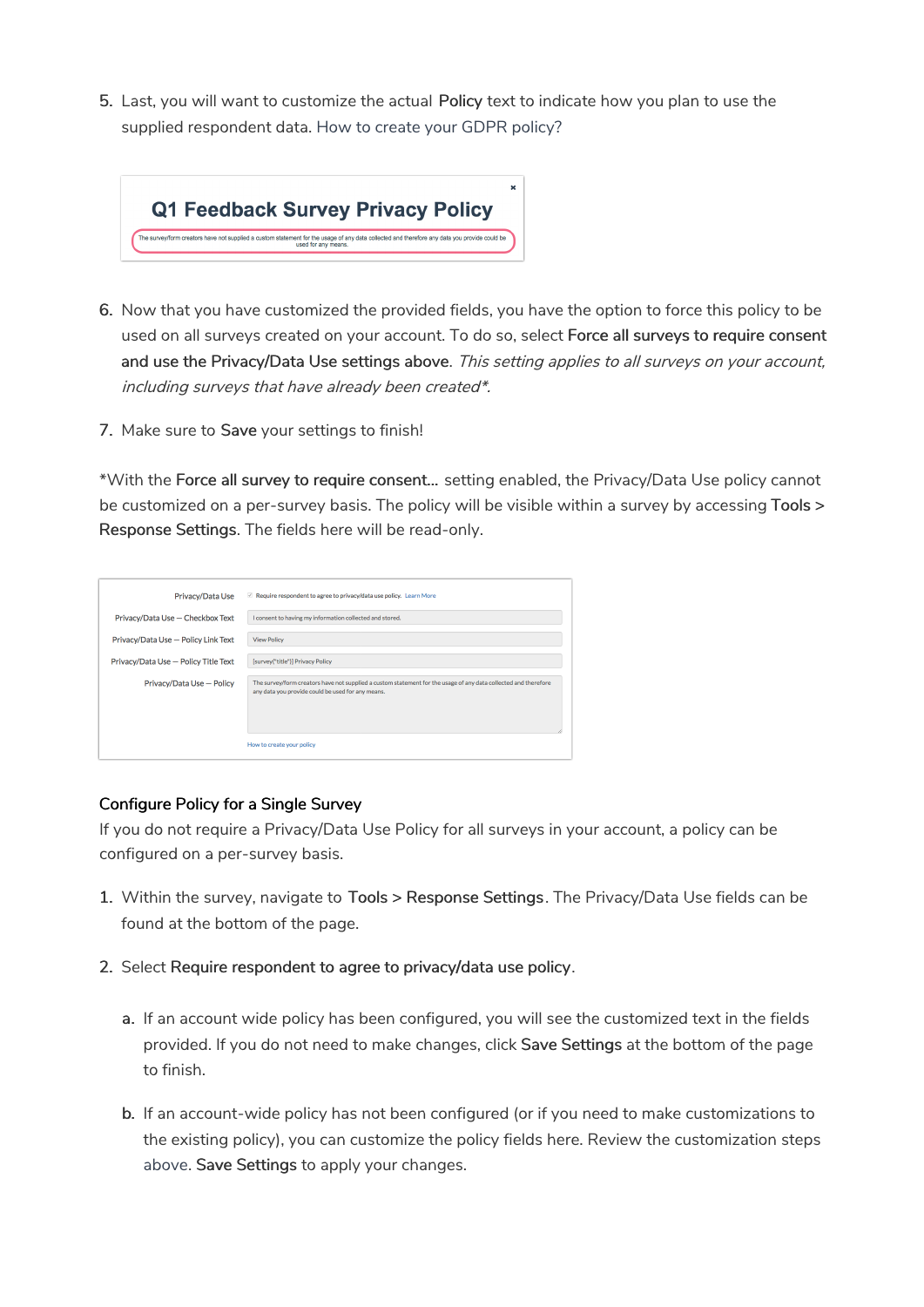5. Last, you will want to customize the actual **Policy** text to indicate how you plan to use the supplied respondent data. How to create your GDPR policy?

6. Now that you have customized the provided fields, you have the option to force this policy to be used on all surveys created on your account. To do so, select **Force all surveys to require consent and use the Privacy/Data Use settings above**. *This setting applies to all surveys on your account, including surveys that have already been created\*.*

7. Make sure to **Save** your settings to finish!

\*With the **Force all survey to require consent...** setting enabled, the Privacy/Data Use policy cannot be customized on a per-survey basis. The policy will be visible within a survey by accessing **Tools > Response Settings**. The fields here will be read-only.

### Configure Policy for a Single Survey

If you do not require a Privacy/Data Use Policy for all surveys in your account, a policy can be configured on a per-survey basis.

1. Within the survey, navigate to **Tools > Response Settings**. The Privacy/Data Use fields can be found at the bottom of the page.

2. Select **Require respondent to agree to privacy/data use policy**.

   a. If an account wide policy has been configured, you will see the customized text in the fields provided. If you do not need to make changes, click **Save Settings** at the bottom of the page to finish.

   b. If an account-wide policy has not been configured (or if you need to make customizations to the existing policy), you can customize the policy fields here. Review the customization steps above. **Save Settings** to apply your changes.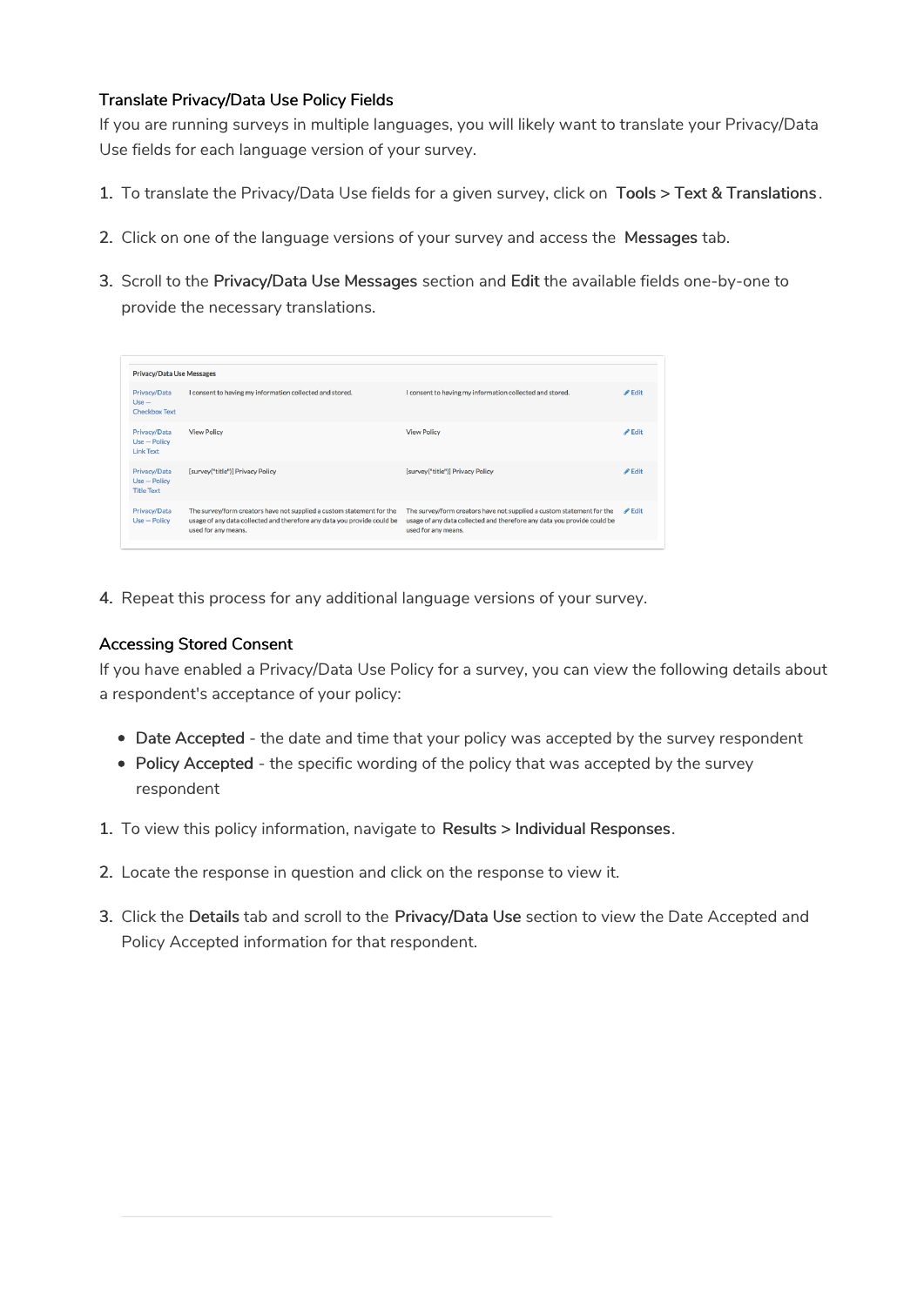### Translate Privacy/Data Use Policy Fields

If you are running surveys in multiple languages, you will likely want to translate your Privacy/Data Use fields for each language version of your survey.

1. To translate the Privacy/Data Use fields for a given survey, click on **Tools > Text & Translations**.
2. Click on one of the language versions of your survey and access the **Messages** tab.
3. Scroll to the **Privacy/Data Use Messages** section and **Edit** the available fields one-by-one to provide the necessary translations.

**Privacy/Data Use Messages**

| | | | |
|---|---|---|---|
| Privacy/Data Use -- Checkbox Text | I consent to having my information collected and stored. | I consent to having my information collected and stored. | Edit |
| Privacy/Data Use -- Policy Link Text | View Policy | View Policy | Edit |
| Privacy/Data Use -- Policy Title Text | [survey("title")] Privacy Policy | [survey("title")] Privacy Policy | Edit |
| Privacy/Data Use -- Policy | The survey/form creators have not supplied a custom statement for the usage of any data collected and therefore any data you provide could be used for any means. | The survey/form creators have not supplied a custom statement for the usage of any data collected and therefore any data you provide could be used for any means. | Edit |

4. Repeat this process for any additional language versions of your survey.

### Accessing Stored Consent

If you have enabled a Privacy/Data Use Policy for a survey, you can view the following details about a respondent's acceptance of your policy:

- **Date Accepted** - the date and time that your policy was accepted by the survey respondent
- **Policy Accepted** - the specific wording of the policy that was accepted by the survey respondent

1. To view this policy information, navigate to **Results > Individual Responses**.
2. Locate the response in question and click on the response to view it.
3. Click the **Details** tab and scroll to the **Privacy/Data Use** section to view the Date Accepted and Policy Accepted information for that respondent.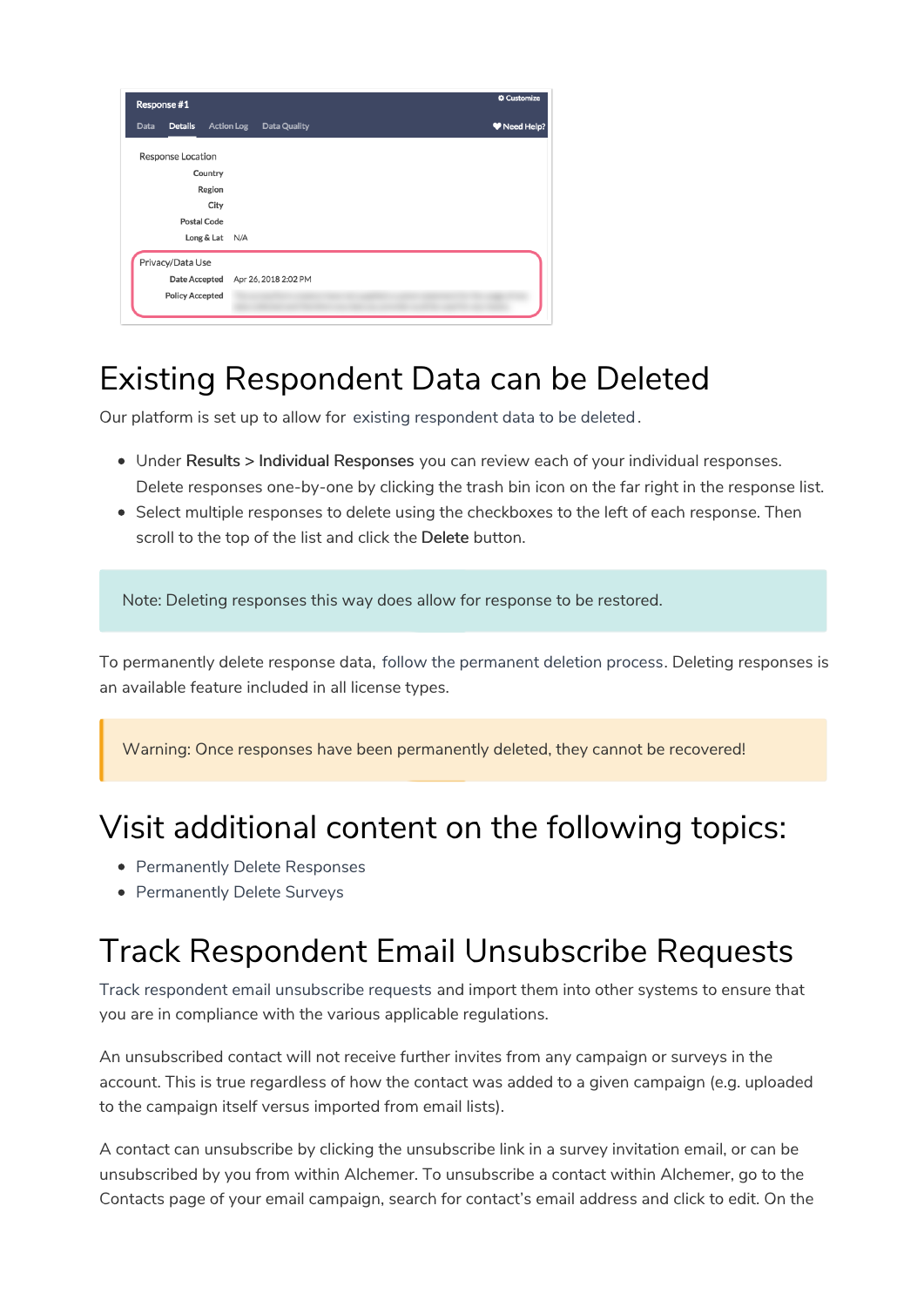# Existing Respondent Data can be Deleted

Our platform is set up to allow for existing respondent data to be deleted.

- Under **Results > Individual Responses** you can review each of your individual responses. Delete responses one-by-one by clicking the trash bin icon on the far right in the response list.
- Select multiple responses to delete using the checkboxes to the left of each response. Then scroll to the top of the list and click the **Delete** button.

Note: Deleting responses this way does allow for response to be restored.

To permanently delete response data, follow the permanent deletion process. Deleting responses is an available feature included in all license types.

Warning: Once responses have been permanently deleted, they cannot be recovered!

# Visit additional content on the following topics:

- Permanently Delete Responses
- Permanently Delete Surveys

# Track Respondent Email Unsubscribe Requests

Track respondent email unsubscribe requests and import them into other systems to ensure that you are in compliance with the various applicable regulations.

An unsubscribed contact will not receive further invites from any campaign or surveys in the account. This is true regardless of how the contact was added to a given campaign (e.g. uploaded to the campaign itself versus imported from email lists).

A contact can unsubscribe by clicking the unsubscribe link in a survey invitation email, or can be unsubscribed by you from within Alchemer. To unsubscribe a contact within Alchemer, go to the Contacts page of your email campaign, search for contact's email address and click to edit. On the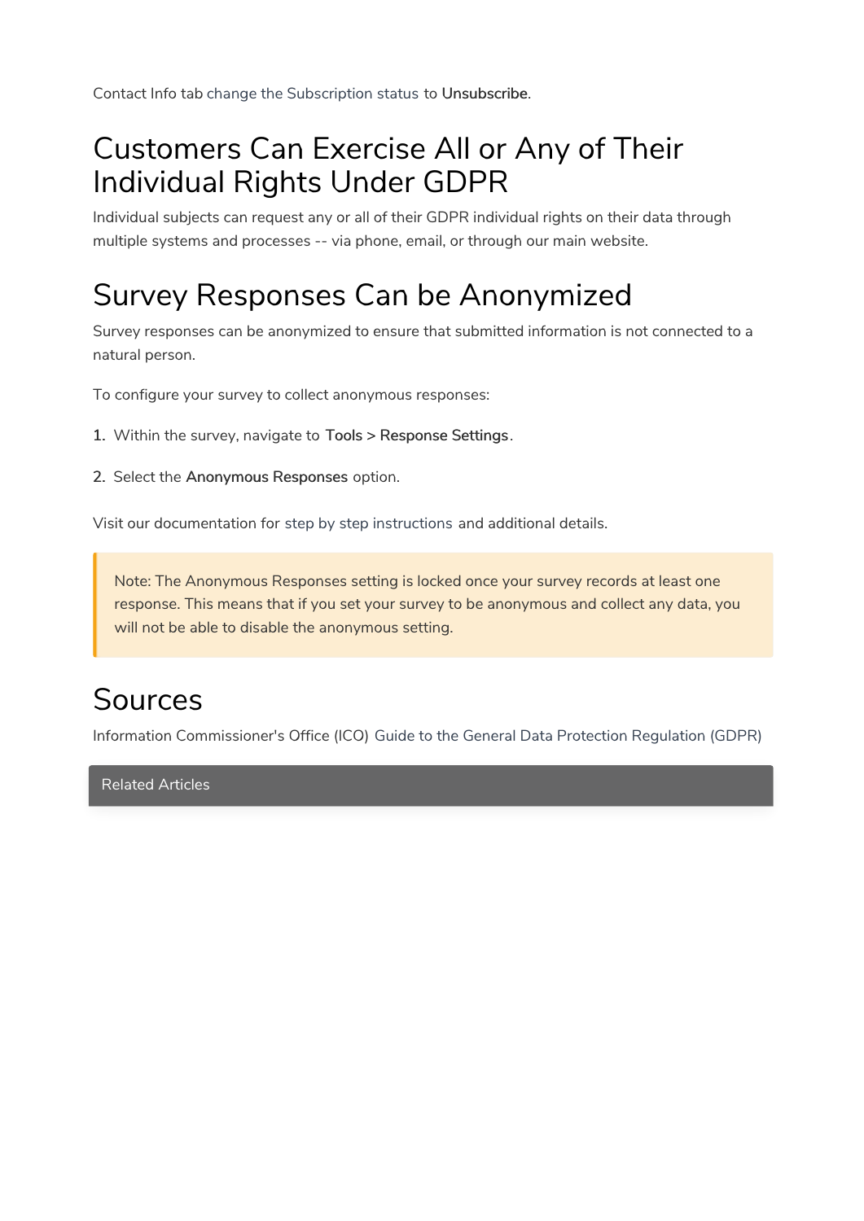Contact Info tab change the Subscription status to **Unsubscribe**.

# Customers Can Exercise All or Any of Their Individual Rights Under GDPR

Individual subjects can request any or all of their GDPR individual rights on their data through multiple systems and processes -- via phone, email, or through our main website.

# Survey Responses Can be Anonymized

Survey responses can be anonymized to ensure that submitted information is not connected to a natural person.

To configure your survey to collect anonymous responses:

1. Within the survey, navigate to **Tools > Response Settings**.
2. Select the **Anonymous Responses** option.

Visit our documentation for step by step instructions and additional details.

> Note: The Anonymous Responses setting is locked once your survey records at least one response. This means that if you set your survey to be anonymous and collect any data, you will not be able to disable the anonymous setting.

# Sources

Information Commissioner's Office (ICO) Guide to the General Data Protection Regulation (GDPR)

Related Articles